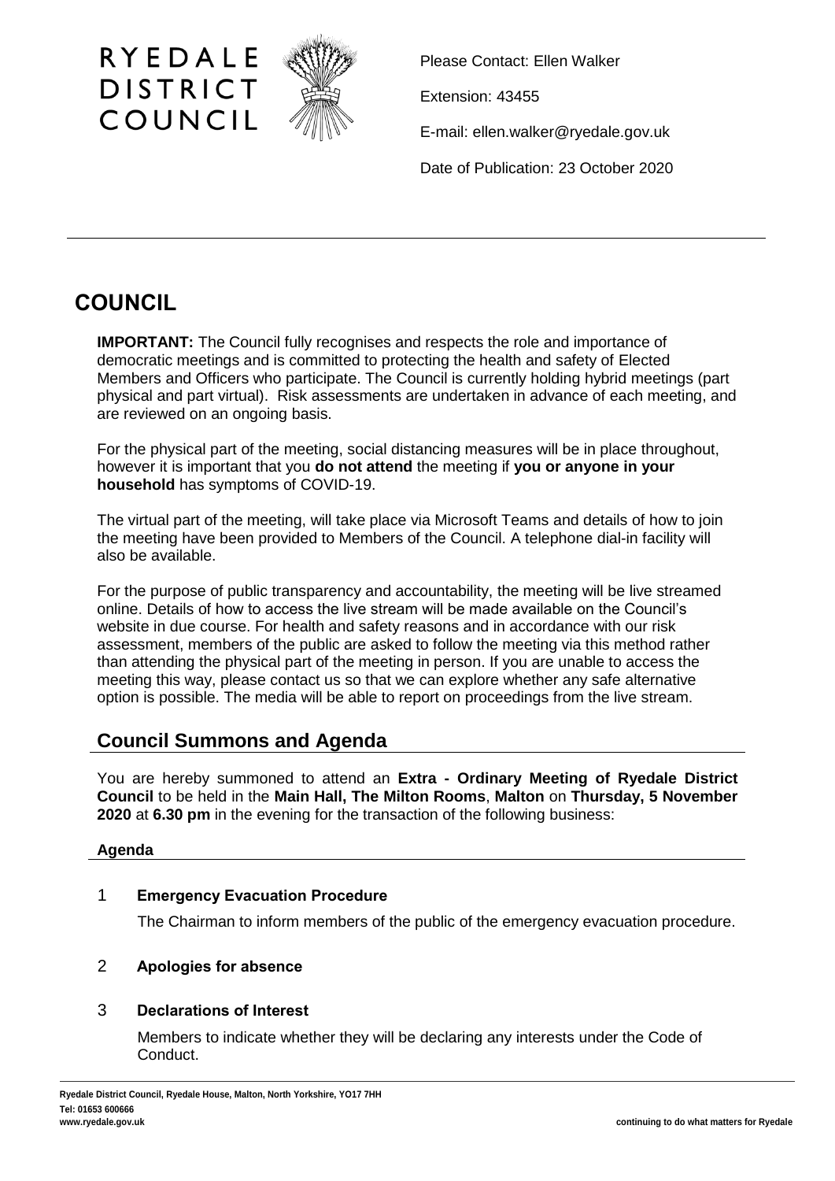RYEDALE DISTRICT COUNCIL

Please Contact: Ellen Walker

Extension: 43455

E-mail: ellen.walker@ryedale.gov.uk

Date of Publication: 23 October 2020

# COUNCIL

**IMPORTANT:** The Council fully recognises and respects the role and importance of democratic meetings and is committed to protecting the health and safety of Elected Members and Officers who participate. The Council is currently holding hybrid meetings (part physical and part virtual). Risk assessments are undertaken in advance of each meeting, and are reviewed on an ongoing basis.

For the physical part of the meeting, social distancing measures will be in place throughout, however it is important that you **do not attend** the meeting if **you or anyone in your household** has symptoms of COVID-19.

The virtual part of the meeting, will take place via Microsoft Teams and details of how to join the meeting have been provided to Members of the Council. A telephone dial-in facility will also be available.

For the purpose of public transparency and accountability, the meeting will be live streamed online. Details of how to access the live stream will be made available on the Council's website in due course. For health and safety reasons and in accordance with our risk assessment, members of the public are asked to follow the meeting via this method rather than attending the physical part of the meeting in person. If you are unable to access the meeting this way, please contact us so that we can explore whether any safe alternative option is possible. The media will be able to report on proceedings from the live stream.

## Council Summons and Agenda

You are hereby summoned to attend an **Extra - Ordinary Meeting of Ryedale District Council** to be held in the **Main Hall, The Milton Rooms**, **Malton** on **Thursday, 5 November 2020** at **6.30 pm** in the evening for the transaction of the following business:

### Agenda

1 **Emergency Evacuation Procedure**

The Chairman to inform members of the public of the emergency evacuation procedure.

2 **Apologies for absence**

3 **Declarations of Interest**

Members to indicate whether they will be declaring any interests under the Code of Conduct.

Ryedale District Council, Ryedale House, Malton, North Yorkshire, YO17 7HH
Tel: 01653 600666
www.ryedale.gov.uk

continuing to do what matters for Ryedale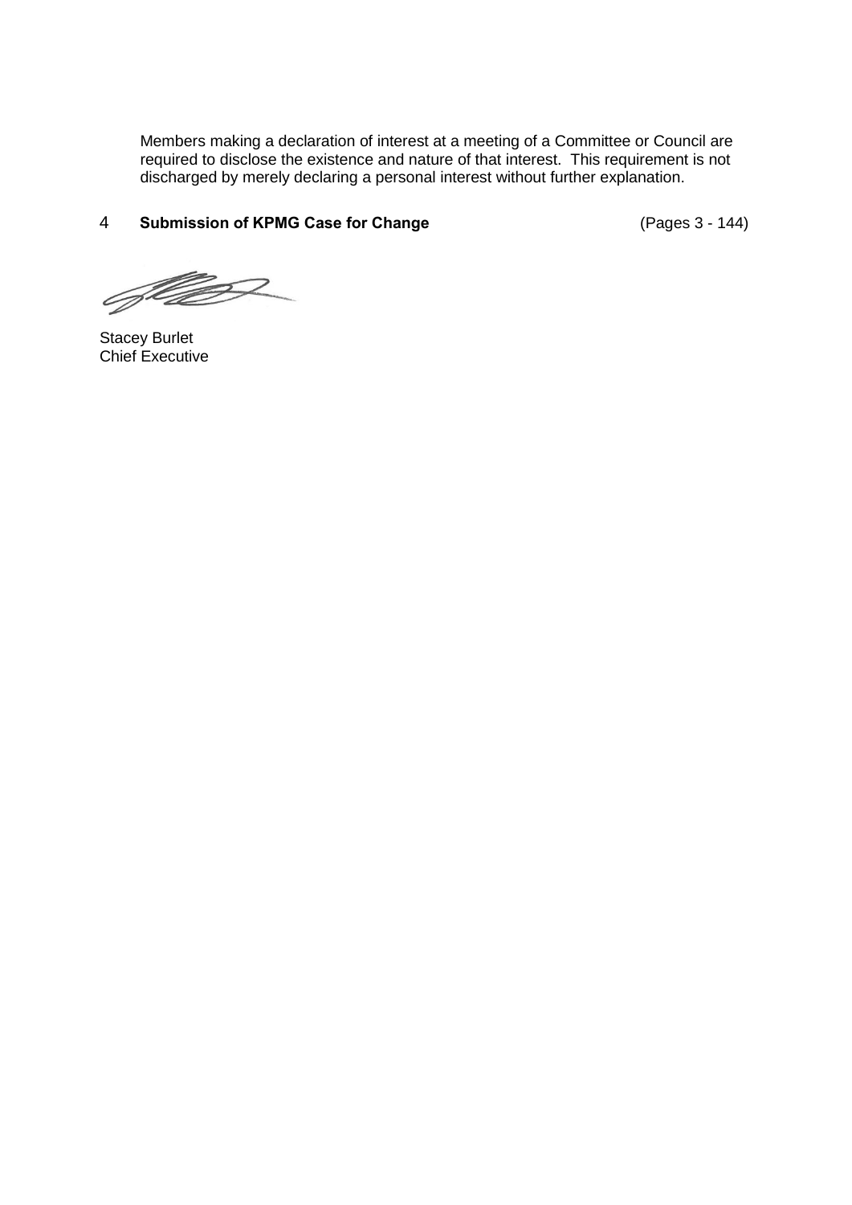Members making a declaration of interest at a meeting of a Committee or Council are required to disclose the existence and nature of that interest. This requirement is not discharged by merely declaring a personal interest without further explanation.

4 **Submission of KPMG Case for Change** (Pages 3 - 144)

Stacey Burlet
Chief Executive